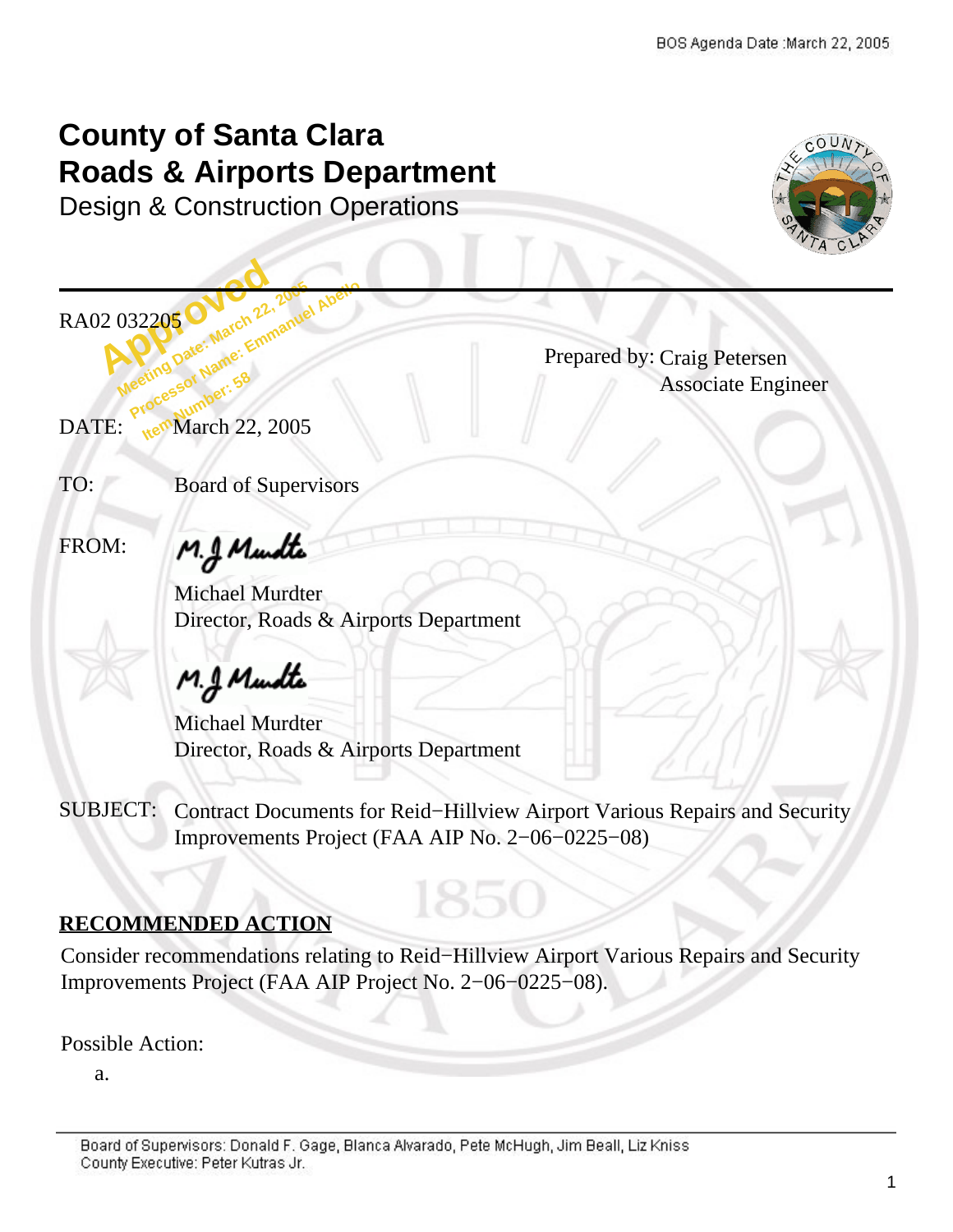BOS Agenda Date :March 22, 2005

# County of Santa Clara
# Roads & Airports Department
## Design & Construction Operations

---

RA02 032205

Approved
Meeting Date: March 22, 2005
Processor Name: Emmanuel Abello
Item Number: 58

Prepared by: Craig Petersen
Associate Engineer

DATE: March 22, 2005

TO: Board of Supervisors

FROM: M.J Murdter

Michael Murdter
Director, Roads & Airports Department

M.J Murdter

Michael Murdter
Director, Roads & Airports Department

SUBJECT: Contract Documents for Reid−Hillview Airport Various Repairs and Security Improvements Project (FAA AIP No. 2−06−0225−08)

**RECOMMENDED ACTION**

Consider recommendations relating to Reid−Hillview Airport Various Repairs and Security Improvements Project (FAA AIP Project No. 2−06−0225−08).

Possible Action:

a.

Board of Supervisors: Donald F. Gage, Blanca Alvarado, Pete McHugh, Jim Beall, Liz Kniss
County Executive: Peter Kutras Jr.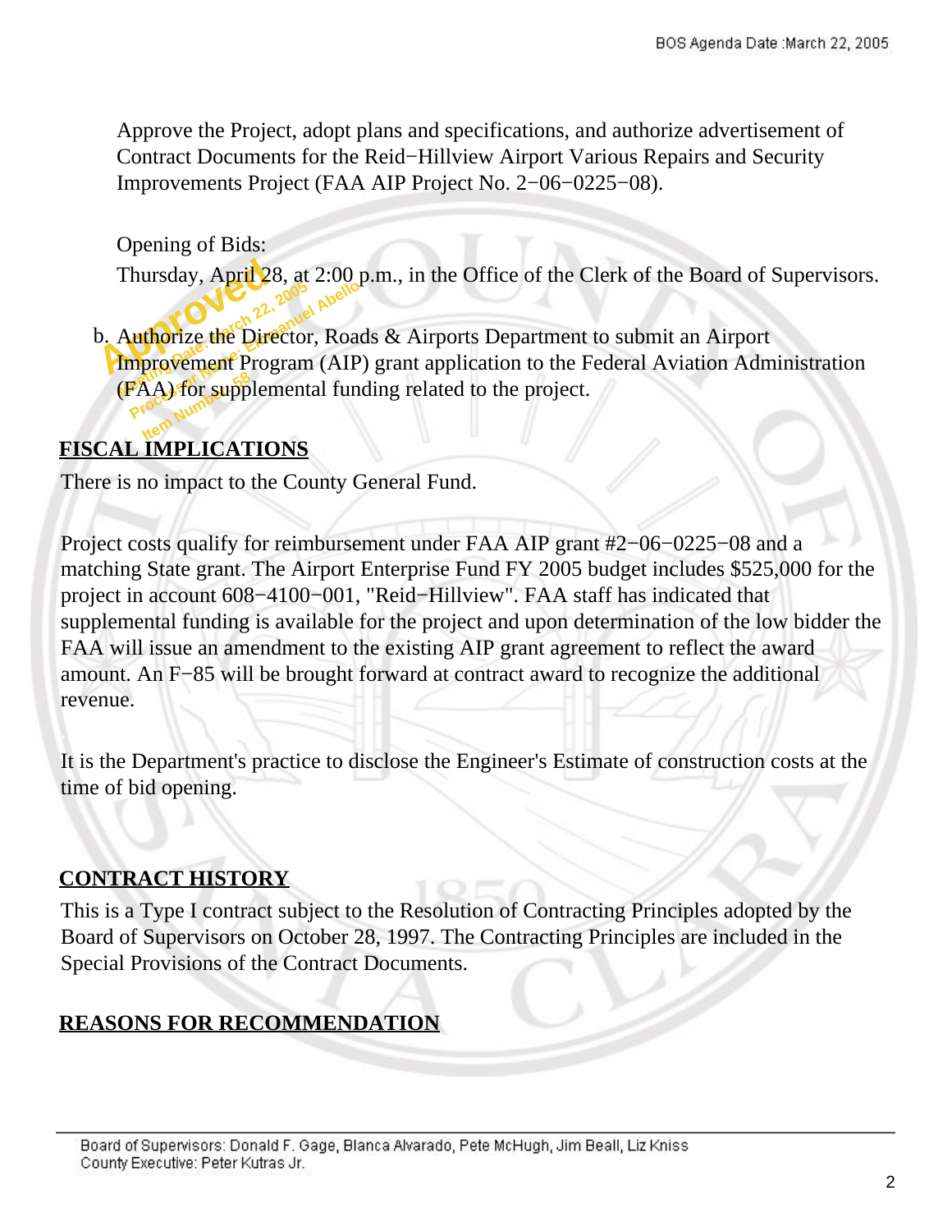Approve the Project, adopt plans and specifications, and authorize advertisement of Contract Documents for the Reid−Hillview Airport Various Repairs and Security Improvements Project (FAA AIP Project No. 2−06−0225−08).

Opening of Bids:
Thursday, April 28, at 2:00 p.m., in the Office of the Clerk of the Board of Supervisors.

b. Authorize the Director, Roads & Airports Department to submit an Airport Improvement Program (AIP) grant application to the Federal Aviation Administration (FAA) for supplemental funding related to the project.

## FISCAL IMPLICATIONS

There is no impact to the County General Fund.

Project costs qualify for reimbursement under FAA AIP grant #2−06−0225−08 and a matching State grant. The Airport Enterprise Fund FY 2005 budget includes $525,000 for the project in account 608−4100−001, "Reid−Hillview". FAA staff has indicated that supplemental funding is available for the project and upon determination of the low bidder the FAA will issue an amendment to the existing AIP grant agreement to reflect the award amount. An F−85 will be brought forward at contract award to recognize the additional revenue.

It is the Department's practice to disclose the Engineer's Estimate of construction costs at the time of bid opening.

## CONTRACT HISTORY

This is a Type I contract subject to the Resolution of Contracting Principles adopted by the Board of Supervisors on October 28, 1997. The Contracting Principles are included in the Special Provisions of the Contract Documents.

## REASONS FOR RECOMMENDATION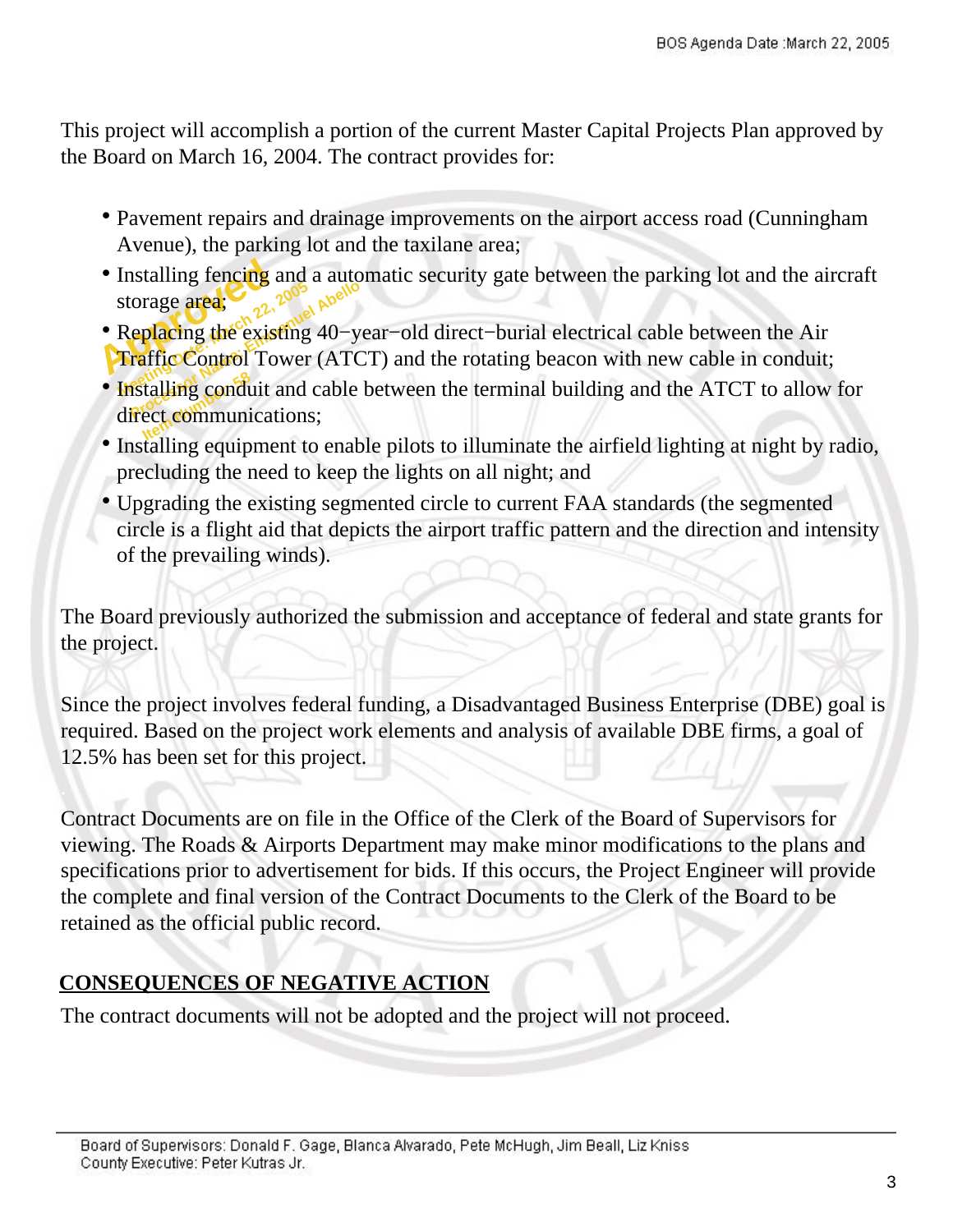This project will accomplish a portion of the current Master Capital Projects Plan approved by the Board on March 16, 2004. The contract provides for:

- Pavement repairs and drainage improvements on the airport access road (Cunningham Avenue), the parking lot and the taxilane area;
- Installing fencing and a automatic security gate between the parking lot and the aircraft storage area;
- Replacing the existing 40−year−old direct−burial electrical cable between the Air Traffic Control Tower (ATCT) and the rotating beacon with new cable in conduit;
- Installing conduit and cable between the terminal building and the ATCT to allow for direct communications;
- Installing equipment to enable pilots to illuminate the airfield lighting at night by radio, precluding the need to keep the lights on all night; and
- Upgrading the existing segmented circle to current FAA standards (the segmented circle is a flight aid that depicts the airport traffic pattern and the direction and intensity of the prevailing winds).

The Board previously authorized the submission and acceptance of federal and state grants for the project.

Since the project involves federal funding, a Disadvantaged Business Enterprise (DBE) goal is required. Based on the project work elements and analysis of available DBE firms, a goal of 12.5% has been set for this project.

Contract Documents are on file in the Office of the Clerk of the Board of Supervisors for viewing. The Roads & Airports Department may make minor modifications to the plans and specifications prior to advertisement for bids. If this occurs, the Project Engineer will provide the complete and final version of the Contract Documents to the Clerk of the Board to be retained as the official public record.

## CONSEQUENCES OF NEGATIVE ACTION

The contract documents will not be adopted and the project will not proceed.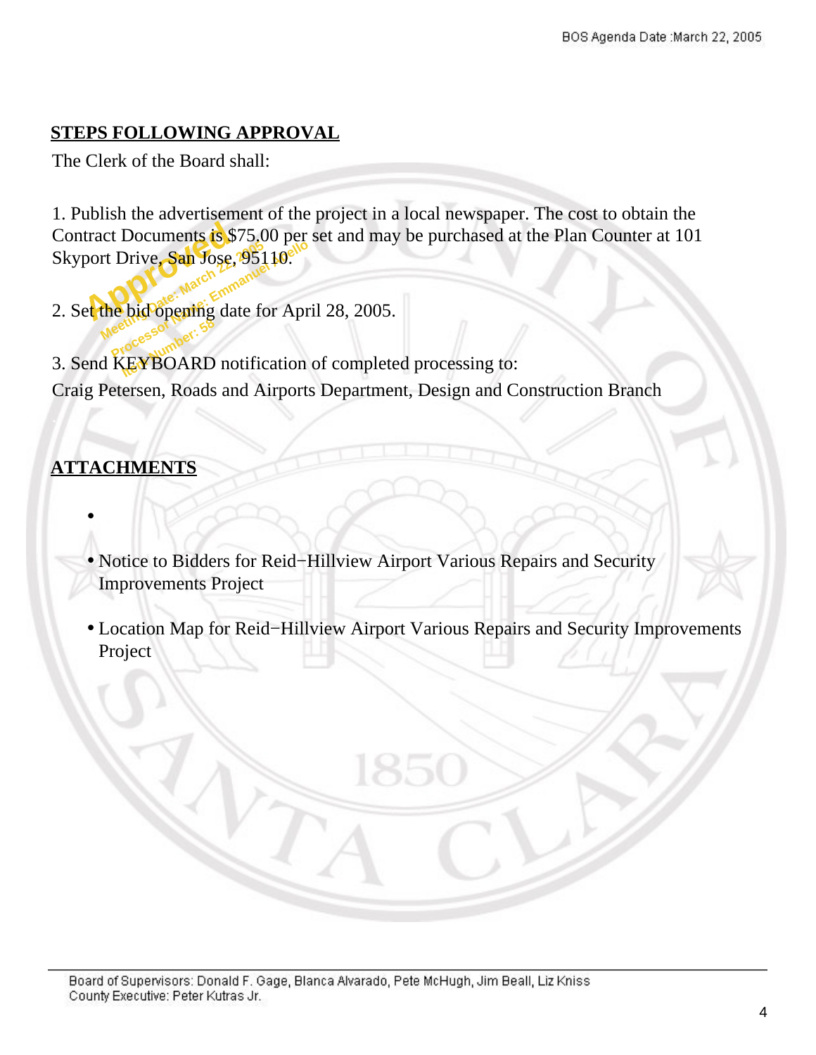## STEPS FOLLOWING APPROVAL

The Clerk of the Board shall:

1. Publish the advertisement of the project in a local newspaper. The cost to obtain the Contract Documents is $75.00 per set and may be purchased at the Plan Counter at 101 Skyport Drive, San Jose, 95110.

2. Set the bid opening date for April 28, 2005.

3. Send KEYBOARD notification of completed processing to:
Craig Petersen, Roads and Airports Department, Design and Construction Branch

## ATTACHMENTS

- Notice to Bidders for Reid−Hillview Airport Various Repairs and Security Improvements Project
- Location Map for Reid−Hillview Airport Various Repairs and Security Improvements Project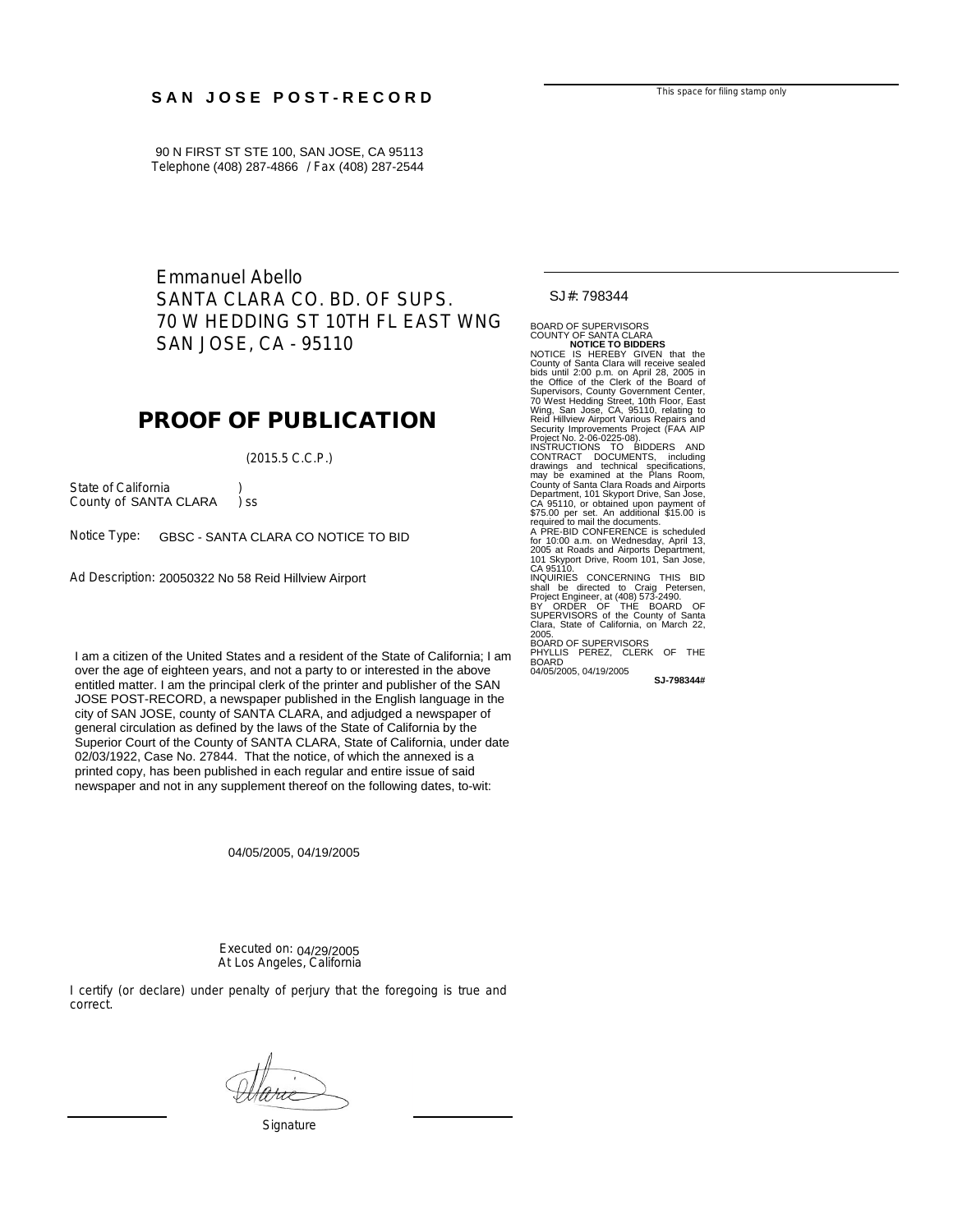**SAN JOSE POST-RECORD**

90 N FIRST ST STE 100, SAN JOSE, CA 95113
Telephone (408) 287-4866 / Fax (408) 287-2544

This space for filing stamp only

Emmanuel Abello
SANTA CLARA CO. BD. OF SUPS.
70 W HEDDING ST 10TH FL EAST WNG
SAN JOSE, CA - 95110

SJ#: 798344

# PROOF OF PUBLICATION

(2015.5 C.C.P.)

State of California )
County of SANTA CLARA ) ss

Notice Type: GBSC - SANTA CLARA CO NOTICE TO BID

Ad Description: 20050322 No 58 Reid Hillview Airport

I am a citizen of the United States and a resident of the State of California; I am over the age of eighteen years, and not a party to or interested in the above entitled matter. I am the principal clerk of the printer and publisher of the SAN JOSE POST-RECORD, a newspaper published in the English language in the city of SAN JOSE, county of SANTA CLARA, and adjudged a newspaper of general circulation as defined by the laws of the State of California by the Superior Court of the County of SANTA CLARA, State of California, under date 02/03/1922, Case No. 27844. That the notice, of which the annexed is a printed copy, has been published in each regular and entire issue of said newspaper and not in any supplement thereof on the following dates, to-wit:

04/05/2005, 04/19/2005

Executed on: 04/29/2005
At Los Angeles, California

I certify (or declare) under penalty of perjury that the foregoing is true and correct.

Signature

BOARD OF SUPERVISORS
COUNTY OF SANTA CLARA
**NOTICE TO BIDDERS**
NOTICE IS HEREBY GIVEN that the County of Santa Clara will receive sealed bids until 2:00 p.m. on April 28, 2005 in the Office of the Clerk of the Board of Supervisors, County Government Center, 70 West Hedding Street, 10th Floor, East Wing, San Jose, CA, 95110, relating to Reid Hillview Airport Various Repairs and Security Improvements Project (FAA AIP Project No. 2-06-0225-08).
INSTRUCTIONS TO BIDDERS AND CONTRACT DOCUMENTS, including drawings and technical specifications, may be examined at the Plans Room, County of Santa Clara Roads and Airports Department, 101 Skyport Drive, San Jose, CA 95110, or obtained upon payment of $75.00 per set. An additional $15.00 is required to mail the documents.
A PRE-BID CONFERENCE is scheduled for 10:00 a.m. on Wednesday, April 13, 2005 at Roads and Airports Department, 101 Skyport Drive, Room 101, San Jose, CA 95110.
INQUIRIES CONCERNING THIS BID shall be directed to Craig Petersen, Project Engineer, at (408) 573-2490.
BY ORDER OF THE BOARD OF SUPERVISORS of the County of Santa Clara, State of California, on March 22, 2005.
BOARD OF SUPERVISORS
PHYLLIS PEREZ, CLERK OF THE BOARD
04/05/2005, 04/19/2005

**SJ-798344#**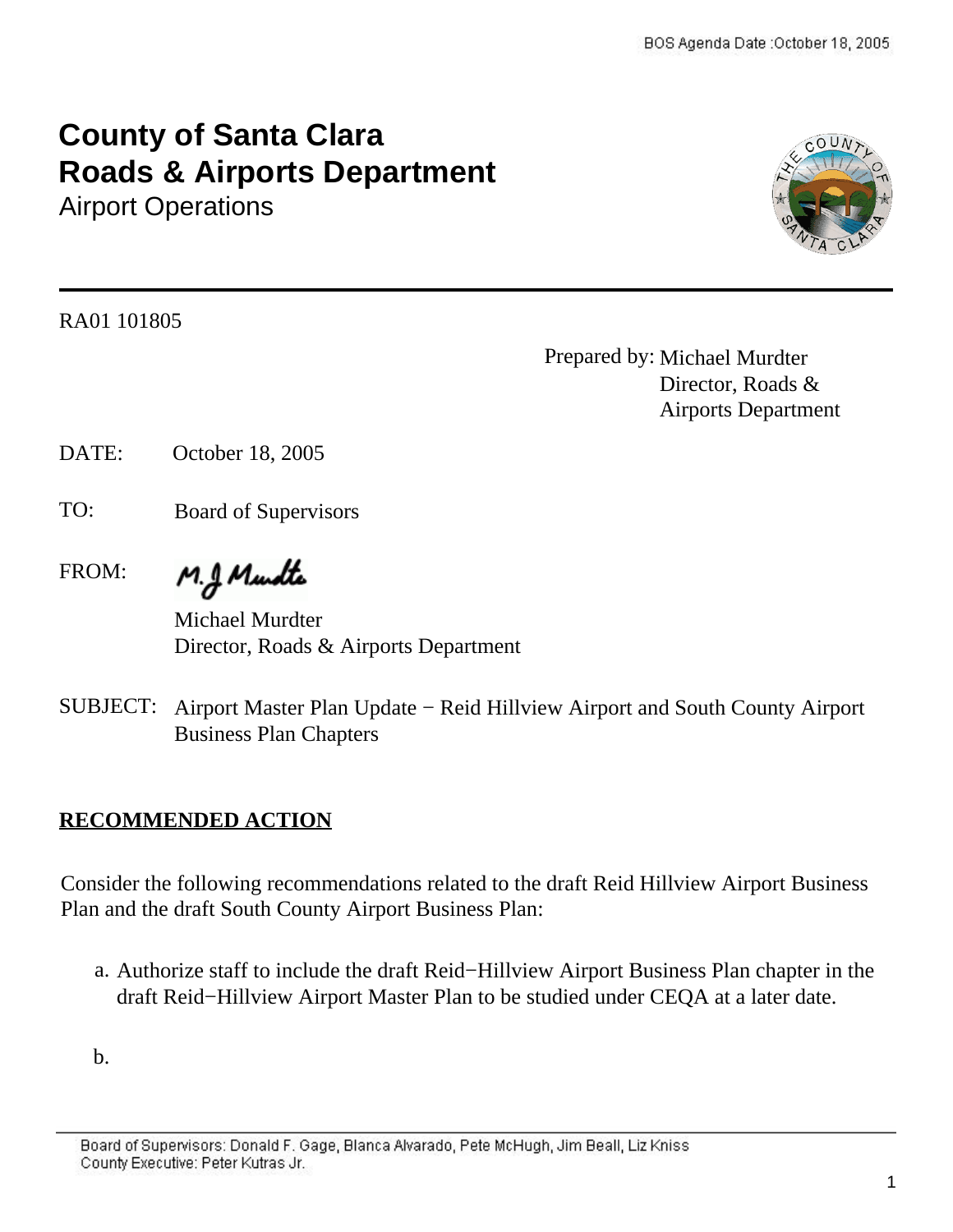# County of Santa Clara
# Roads & Airports Department
Airport Operations

RA01 101805

Prepared by: Michael Murdter
Director, Roads &
Airports Department

DATE: October 18, 2005

TO: Board of Supervisors

FROM: M.J Murdter

Michael Murdter
Director, Roads & Airports Department

SUBJECT: Airport Master Plan Update − Reid Hillview Airport and South County Airport Business Plan Chapters

## RECOMMENDED ACTION

Consider the following recommendations related to the draft Reid Hillview Airport Business Plan and the draft South County Airport Business Plan:

a. Authorize staff to include the draft Reid−Hillview Airport Business Plan chapter in the draft Reid−Hillview Airport Master Plan to be studied under CEQA at a later date.

b.

Board of Supervisors: Donald F. Gage, Blanca Alvarado, Pete McHugh, Jim Beall, Liz Kniss
County Executive: Peter Kutras Jr.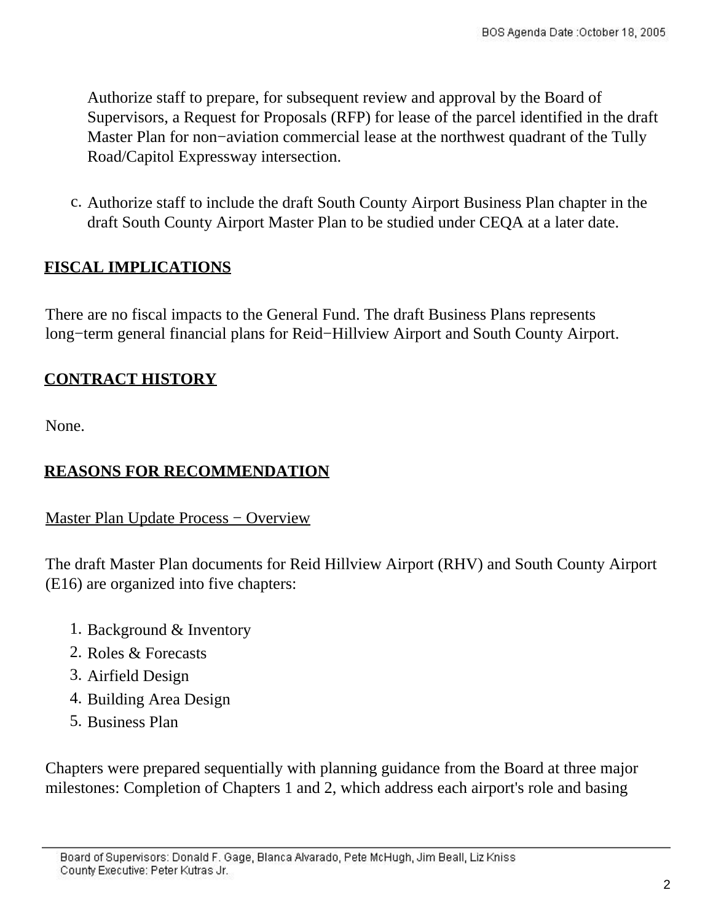Authorize staff to prepare, for subsequent review and approval by the Board of Supervisors, a Request for Proposals (RFP) for lease of the parcel identified in the draft Master Plan for non−aviation commercial lease at the northwest quadrant of the Tully Road/Capitol Expressway intersection.

c. Authorize staff to include the draft South County Airport Business Plan chapter in the draft South County Airport Master Plan to be studied under CEQA at a later date.

## FISCAL IMPLICATIONS

There are no fiscal impacts to the General Fund. The draft Business Plans represents long−term general financial plans for Reid−Hillview Airport and South County Airport.

## CONTRACT HISTORY

None.

## REASONS FOR RECOMMENDATION

Master Plan Update Process − Overview

The draft Master Plan documents for Reid Hillview Airport (RHV) and South County Airport (E16) are organized into five chapters:

1. Background & Inventory
2. Roles & Forecasts
3. Airfield Design
4. Building Area Design
5. Business Plan

Chapters were prepared sequentially with planning guidance from the Board at three major milestones: Completion of Chapters 1 and 2, which address each airport's role and basing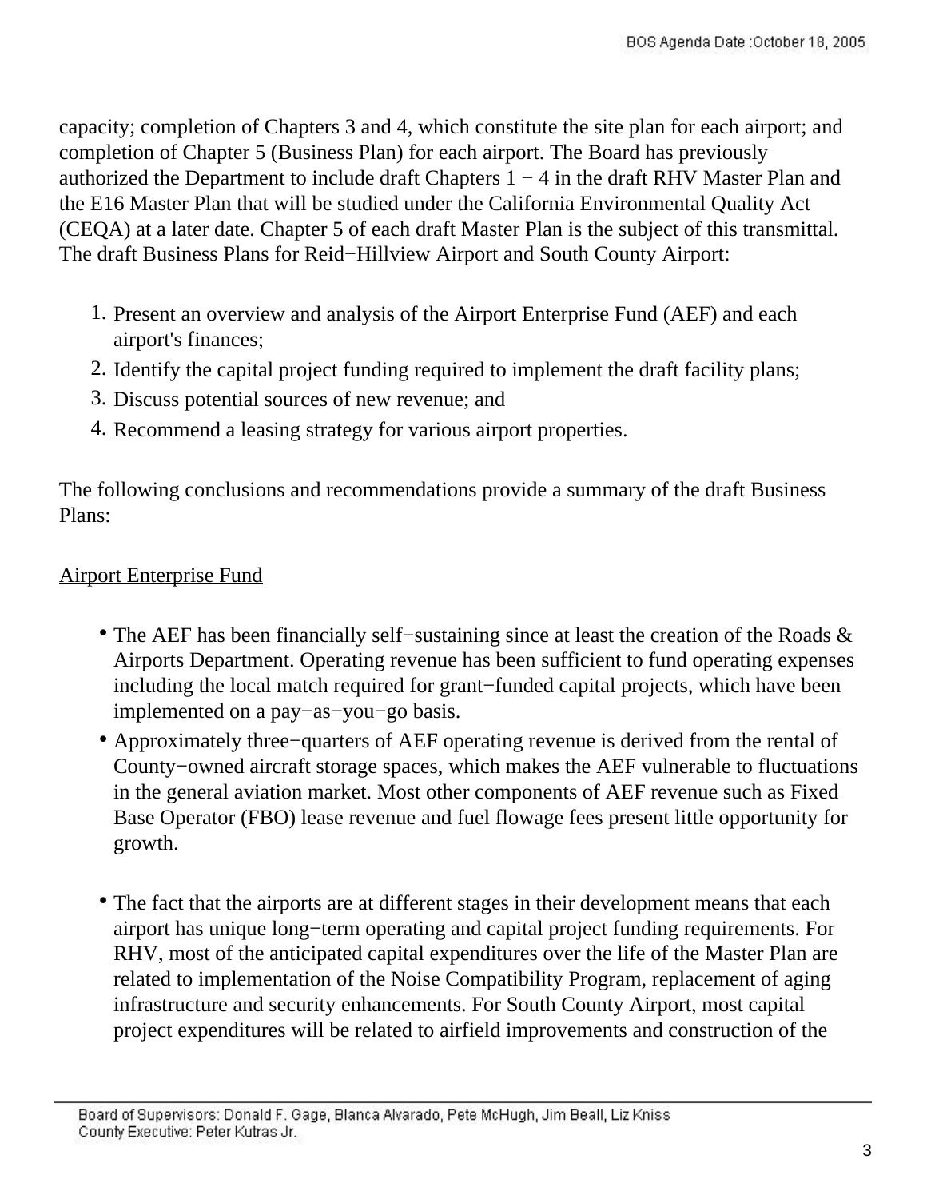capacity; completion of Chapters 3 and 4, which constitute the site plan for each airport; and completion of Chapter 5 (Business Plan) for each airport. The Board has previously authorized the Department to include draft Chapters 1 − 4 in the draft RHV Master Plan and the E16 Master Plan that will be studied under the California Environmental Quality Act (CEQA) at a later date. Chapter 5 of each draft Master Plan is the subject of this transmittal. The draft Business Plans for Reid−Hillview Airport and South County Airport:

1. Present an overview and analysis of the Airport Enterprise Fund (AEF) and each airport's finances;
2. Identify the capital project funding required to implement the draft facility plans;
3. Discuss potential sources of new revenue; and
4. Recommend a leasing strategy for various airport properties.

The following conclusions and recommendations provide a summary of the draft Business Plans:

<u>Airport Enterprise Fund</u>

- The AEF has been financially self−sustaining since at least the creation of the Roads & Airports Department. Operating revenue has been sufficient to fund operating expenses including the local match required for grant−funded capital projects, which have been implemented on a pay−as−you−go basis.
- Approximately three−quarters of AEF operating revenue is derived from the rental of County−owned aircraft storage spaces, which makes the AEF vulnerable to fluctuations in the general aviation market. Most other components of AEF revenue such as Fixed Base Operator (FBO) lease revenue and fuel flowage fees present little opportunity for growth.
- The fact that the airports are at different stages in their development means that each airport has unique long−term operating and capital project funding requirements. For RHV, most of the anticipated capital expenditures over the life of the Master Plan are related to implementation of the Noise Compatibility Program, replacement of aging infrastructure and security enhancements. For South County Airport, most capital project expenditures will be related to airfield improvements and construction of the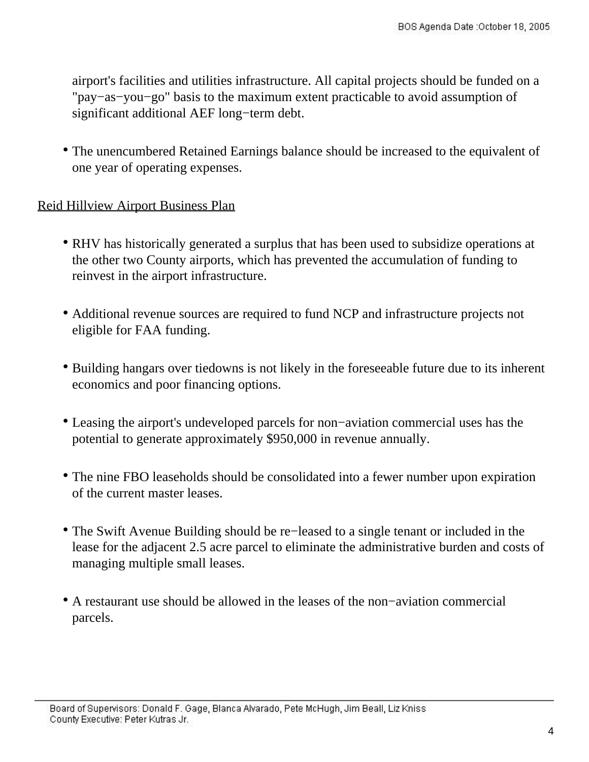airport's facilities and utilities infrastructure. All capital projects should be funded on a "pay−as−you−go" basis to the maximum extent practicable to avoid assumption of significant additional AEF long−term debt.

- The unencumbered Retained Earnings balance should be increased to the equivalent of one year of operating expenses.

Reid Hillview Airport Business Plan

- RHV has historically generated a surplus that has been used to subsidize operations at the other two County airports, which has prevented the accumulation of funding to reinvest in the airport infrastructure.
- Additional revenue sources are required to fund NCP and infrastructure projects not eligible for FAA funding.
- Building hangars over tiedowns is not likely in the foreseeable future due to its inherent economics and poor financing options.
- Leasing the airport's undeveloped parcels for non−aviation commercial uses has the potential to generate approximately $950,000 in revenue annually.
- The nine FBO leaseholds should be consolidated into a fewer number upon expiration of the current master leases.
- The Swift Avenue Building should be re−leased to a single tenant or included in the lease for the adjacent 2.5 acre parcel to eliminate the administrative burden and costs of managing multiple small leases.
- A restaurant use should be allowed in the leases of the non−aviation commercial parcels.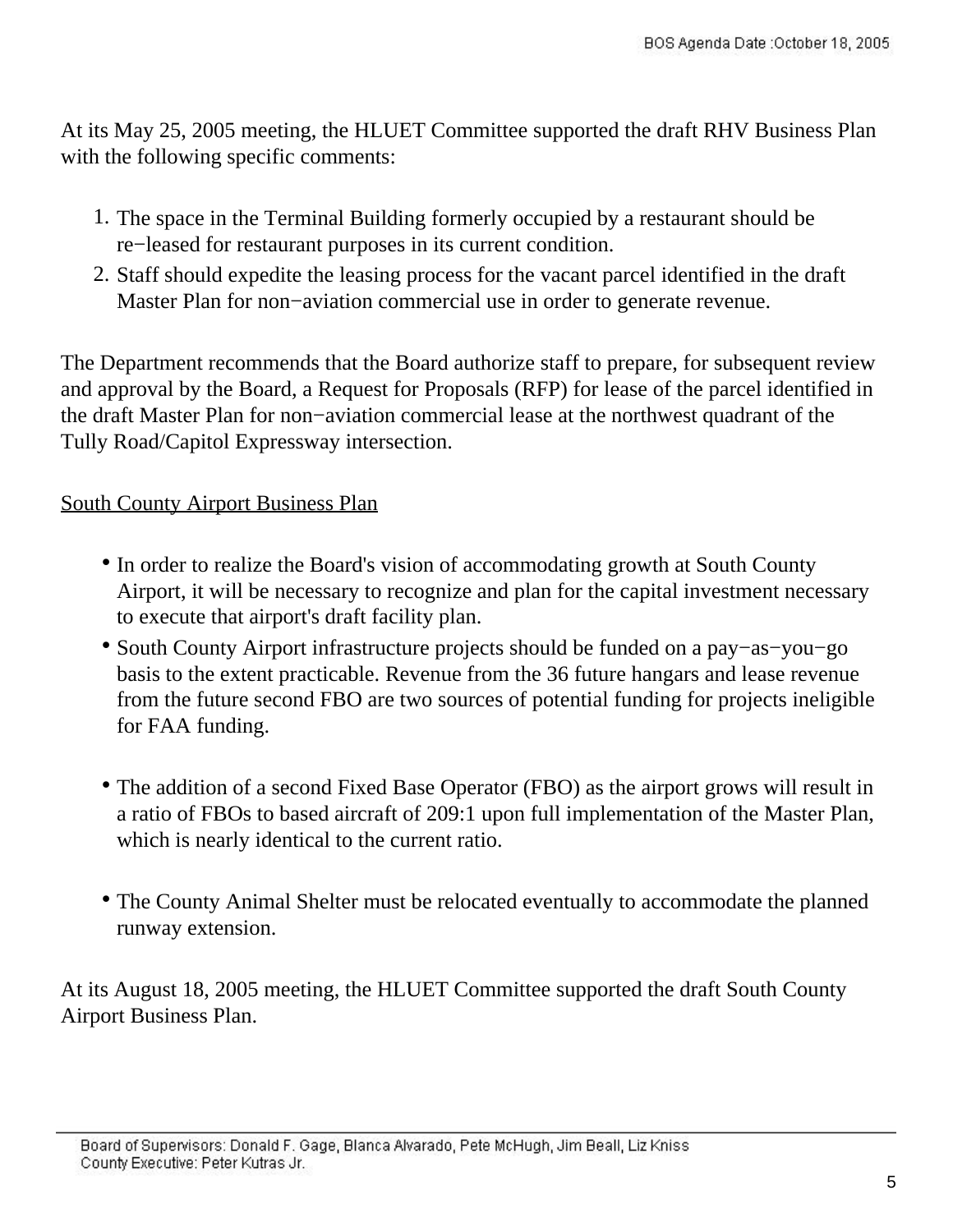At its May 25, 2005 meeting, the HLUET Committee supported the draft RHV Business Plan with the following specific comments:

1. The space in the Terminal Building formerly occupied by a restaurant should be re−leased for restaurant purposes in its current condition.
2. Staff should expedite the leasing process for the vacant parcel identified in the draft Master Plan for non−aviation commercial use in order to generate revenue.

The Department recommends that the Board authorize staff to prepare, for subsequent review and approval by the Board, a Request for Proposals (RFP) for lease of the parcel identified in the draft Master Plan for non−aviation commercial lease at the northwest quadrant of the Tully Road/Capitol Expressway intersection.

<u>South County Airport Business Plan</u>

- In order to realize the Board's vision of accommodating growth at South County Airport, it will be necessary to recognize and plan for the capital investment necessary to execute that airport's draft facility plan.
- South County Airport infrastructure projects should be funded on a pay−as−you−go basis to the extent practicable. Revenue from the 36 future hangars and lease revenue from the future second FBO are two sources of potential funding for projects ineligible for FAA funding.
- The addition of a second Fixed Base Operator (FBO) as the airport grows will result in a ratio of FBOs to based aircraft of 209:1 upon full implementation of the Master Plan, which is nearly identical to the current ratio.
- The County Animal Shelter must be relocated eventually to accommodate the planned runway extension.

At its August 18, 2005 meeting, the HLUET Committee supported the draft South County Airport Business Plan.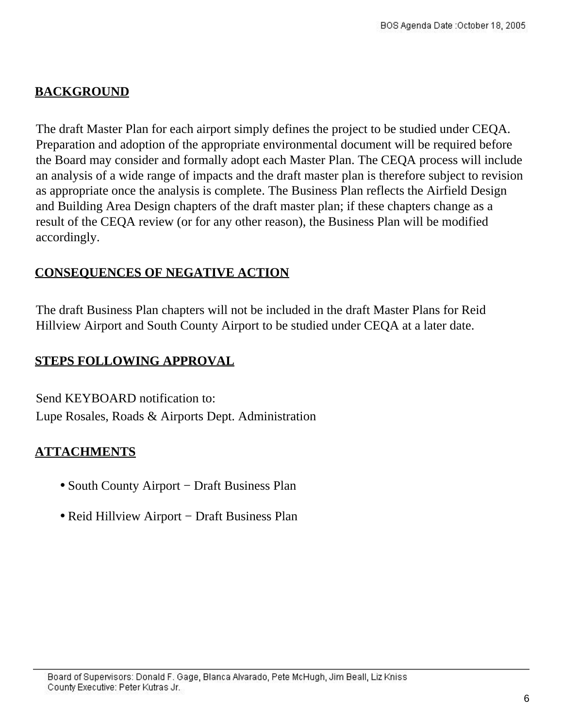## BACKGROUND

The draft Master Plan for each airport simply defines the project to be studied under CEQA. Preparation and adoption of the appropriate environmental document will be required before the Board may consider and formally adopt each Master Plan. The CEQA process will include an analysis of a wide range of impacts and the draft master plan is therefore subject to revision as appropriate once the analysis is complete. The Business Plan reflects the Airfield Design and Building Area Design chapters of the draft master plan; if these chapters change as a result of the CEQA review (or for any other reason), the Business Plan will be modified accordingly.

## CONSEQUENCES OF NEGATIVE ACTION

The draft Business Plan chapters will not be included in the draft Master Plans for Reid Hillview Airport and South County Airport to be studied under CEQA at a later date.

## STEPS FOLLOWING APPROVAL

Send KEYBOARD notification to:
Lupe Rosales, Roads & Airports Dept. Administration

## ATTACHMENTS

- South County Airport − Draft Business Plan
- Reid Hillview Airport − Draft Business Plan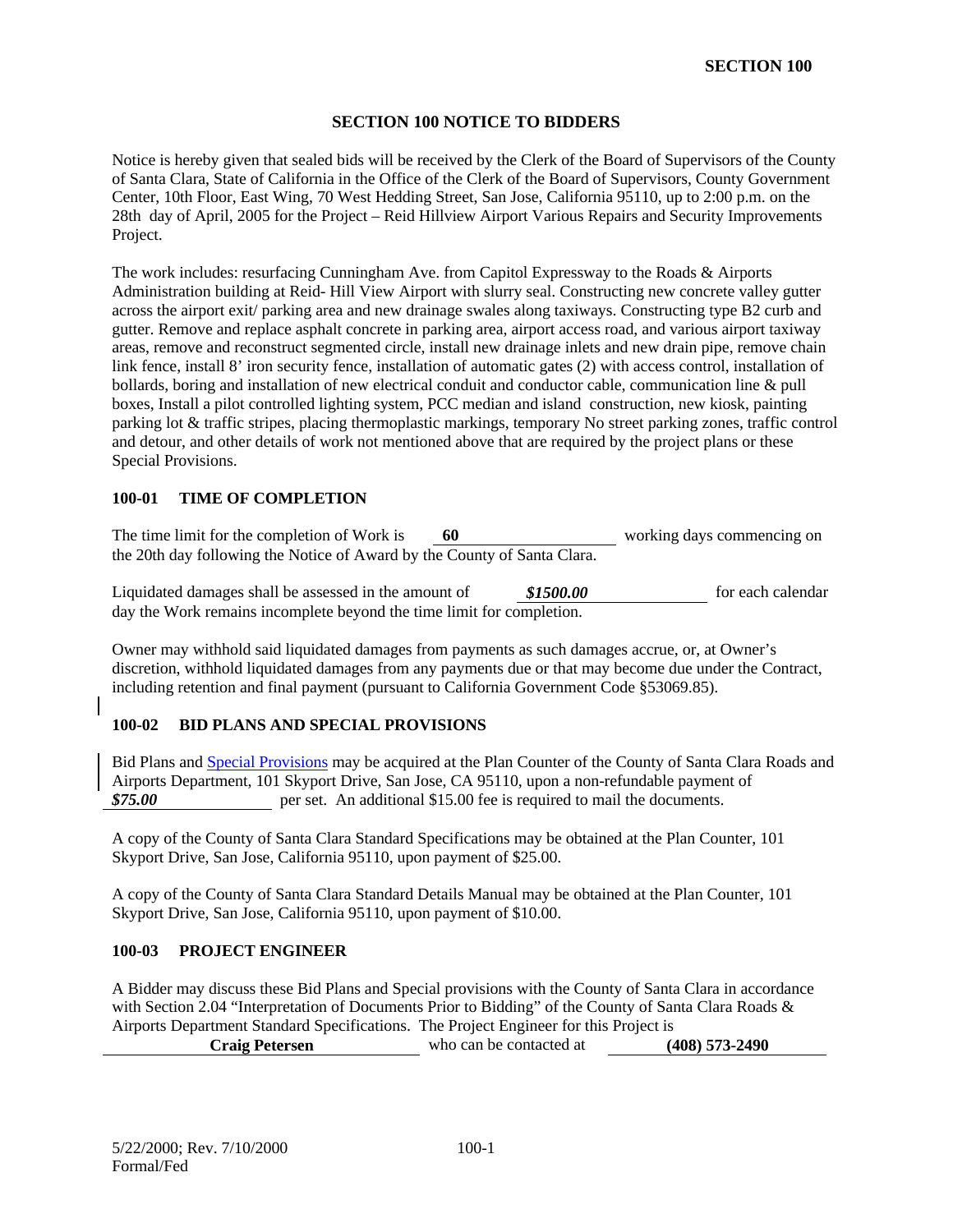# SECTION 100 NOTICE TO BIDDERS

Notice is hereby given that sealed bids will be received by the Clerk of the Board of Supervisors of the County of Santa Clara, State of California in the Office of the Clerk of the Board of Supervisors, County Government Center, 10th Floor, East Wing, 70 West Hedding Street, San Jose, California 95110, up to 2:00 p.m. on the 28th day of April, 2005 for the Project – Reid Hillview Airport Various Repairs and Security Improvements Project.

The work includes: resurfacing Cunningham Ave. from Capitol Expressway to the Roads & Airports Administration building at Reid- Hill View Airport with slurry seal. Constructing new concrete valley gutter across the airport exit/ parking area and new drainage swales along taxiways. Constructing type B2 curb and gutter. Remove and replace asphalt concrete in parking area, airport access road, and various airport taxiway areas, remove and reconstruct segmented circle, install new drainage inlets and new drain pipe, remove chain link fence, install 8' iron security fence, installation of automatic gates (2) with access control, installation of bollards, boring and installation of new electrical conduit and conductor cable, communication line & pull boxes, Install a pilot controlled lighting system, PCC median and island construction, new kiosk, painting parking lot & traffic stripes, placing thermoplastic markings, temporary No street parking zones, traffic control and detour, and other details of work not mentioned above that are required by the project plans or these Special Provisions.

## 100-01 TIME OF COMPLETION

The time limit for the completion of Work is **60** working days commencing on the 20th day following the Notice of Award by the County of Santa Clara.

Liquidated damages shall be assessed in the amount of ***$1500.00*** for each calendar day the Work remains incomplete beyond the time limit for completion.

Owner may withhold said liquidated damages from payments as such damages accrue, or, at Owner's discretion, withhold liquidated damages from any payments due or that may become due under the Contract, including retention and final payment (pursuant to California Government Code §53069.85).

## 100-02 BID PLANS AND SPECIAL PROVISIONS

Bid Plans and Special Provisions may be acquired at the Plan Counter of the County of Santa Clara Roads and Airports Department, 101 Skyport Drive, San Jose, CA 95110, upon a non-refundable payment of ***$75.00*** per set. An additional $15.00 fee is required to mail the documents.

A copy of the County of Santa Clara Standard Specifications may be obtained at the Plan Counter, 101 Skyport Drive, San Jose, California 95110, upon payment of $25.00.

A copy of the County of Santa Clara Standard Details Manual may be obtained at the Plan Counter, 101 Skyport Drive, San Jose, California 95110, upon payment of $10.00.

## 100-03 PROJECT ENGINEER

A Bidder may discuss these Bid Plans and Special provisions with the County of Santa Clara in accordance with Section 2.04 "Interpretation of Documents Prior to Bidding" of the County of Santa Clara Roads & Airports Department Standard Specifications. The Project Engineer for this Project is **Craig Petersen** who can be contacted at **(408) 573-2490**

5/22/2000; Rev. 7/10/2000
Formal/Fed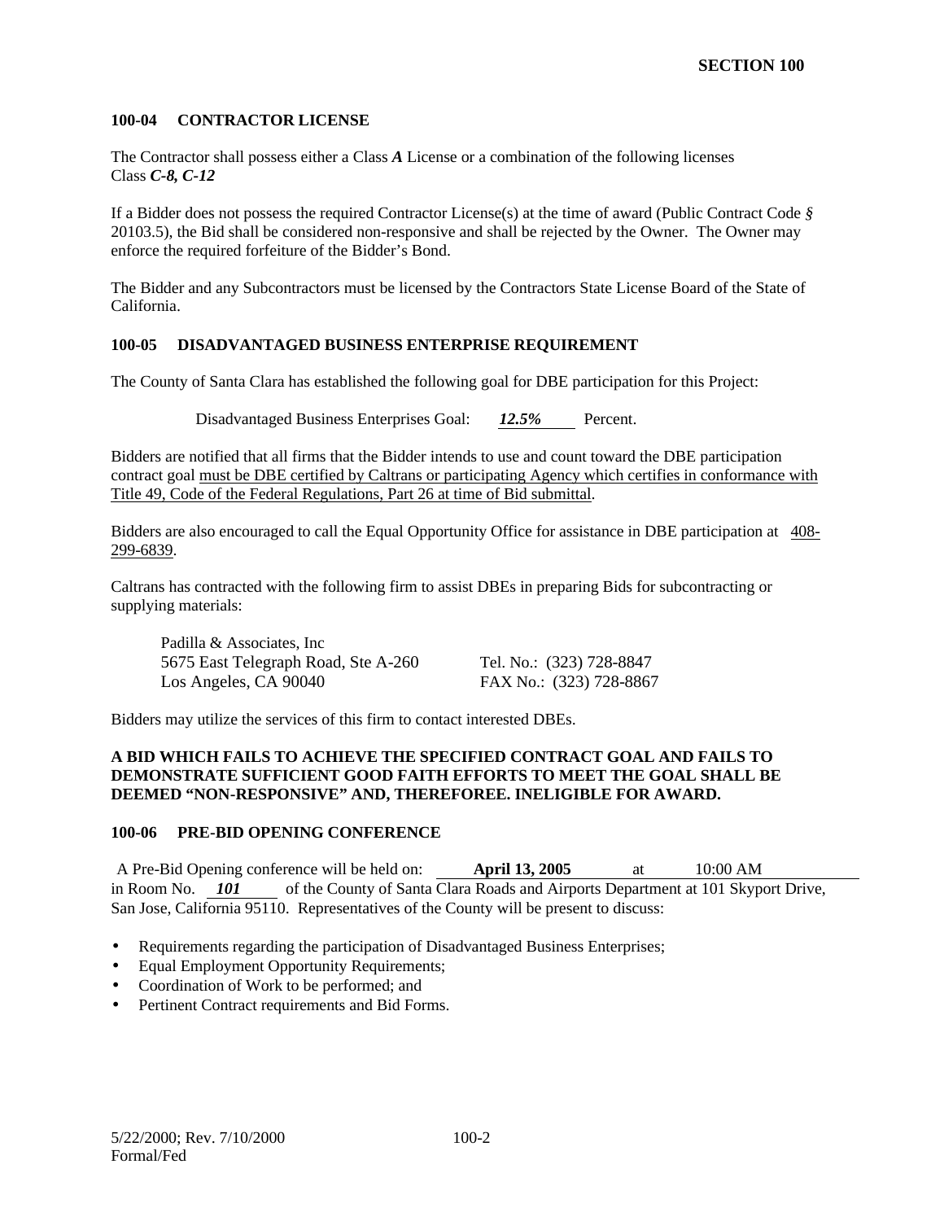## SECTION 100

### 100-04 CONTRACTOR LICENSE

The Contractor shall possess either a Class ***A*** License or a combination of the following licenses Class ***C-8, C-12***

If a Bidder does not possess the required Contractor License(s) at the time of award (Public Contract Code *§* 20103.5), the Bid shall be considered non-responsive and shall be rejected by the Owner. The Owner may enforce the required forfeiture of the Bidder's Bond.

The Bidder and any Subcontractors must be licensed by the Contractors State License Board of the State of California.

### 100-05 DISADVANTAGED BUSINESS ENTERPRISE REQUIREMENT

The County of Santa Clara has established the following goal for DBE participation for this Project:

Disadvantaged Business Enterprises Goal: ***12.5%*** Percent.

Bidders are notified that all firms that the Bidder intends to use and count toward the DBE participation contract goal must be DBE certified by Caltrans or participating Agency which certifies in conformance with Title 49, Code of the Federal Regulations, Part 26 at time of Bid submittal.

Bidders are also encouraged to call the Equal Opportunity Office for assistance in DBE participation at 408-299-6839.

Caltrans has contracted with the following firm to assist DBEs in preparing Bids for subcontracting or supplying materials:

Padilla & Associates, Inc
5675 East Telegraph Road, Ste A-260 Tel. No.: (323) 728-8847
Los Angeles, CA 90040 FAX No.: (323) 728-8867

Bidders may utilize the services of this firm to contact interested DBEs.

**A BID WHICH FAILS TO ACHIEVE THE SPECIFIED CONTRACT GOAL AND FAILS TO DEMONSTRATE SUFFICIENT GOOD FAITH EFFORTS TO MEET THE GOAL SHALL BE DEEMED "NON-RESPONSIVE" AND, THEREFOREE. INELIGIBLE FOR AWARD.**

### 100-06 PRE-BID OPENING CONFERENCE

A Pre-Bid Opening conference will be held on: **April 13, 2005** at 10:00 AM in Room No. ***101*** of the County of Santa Clara Roads and Airports Department at 101 Skyport Drive, San Jose, California 95110. Representatives of the County will be present to discuss:

- Requirements regarding the participation of Disadvantaged Business Enterprises;
- Equal Employment Opportunity Requirements;
- Coordination of Work to be performed; and
- Pertinent Contract requirements and Bid Forms.

5/22/2000; Rev. 7/10/2000
Formal/Fed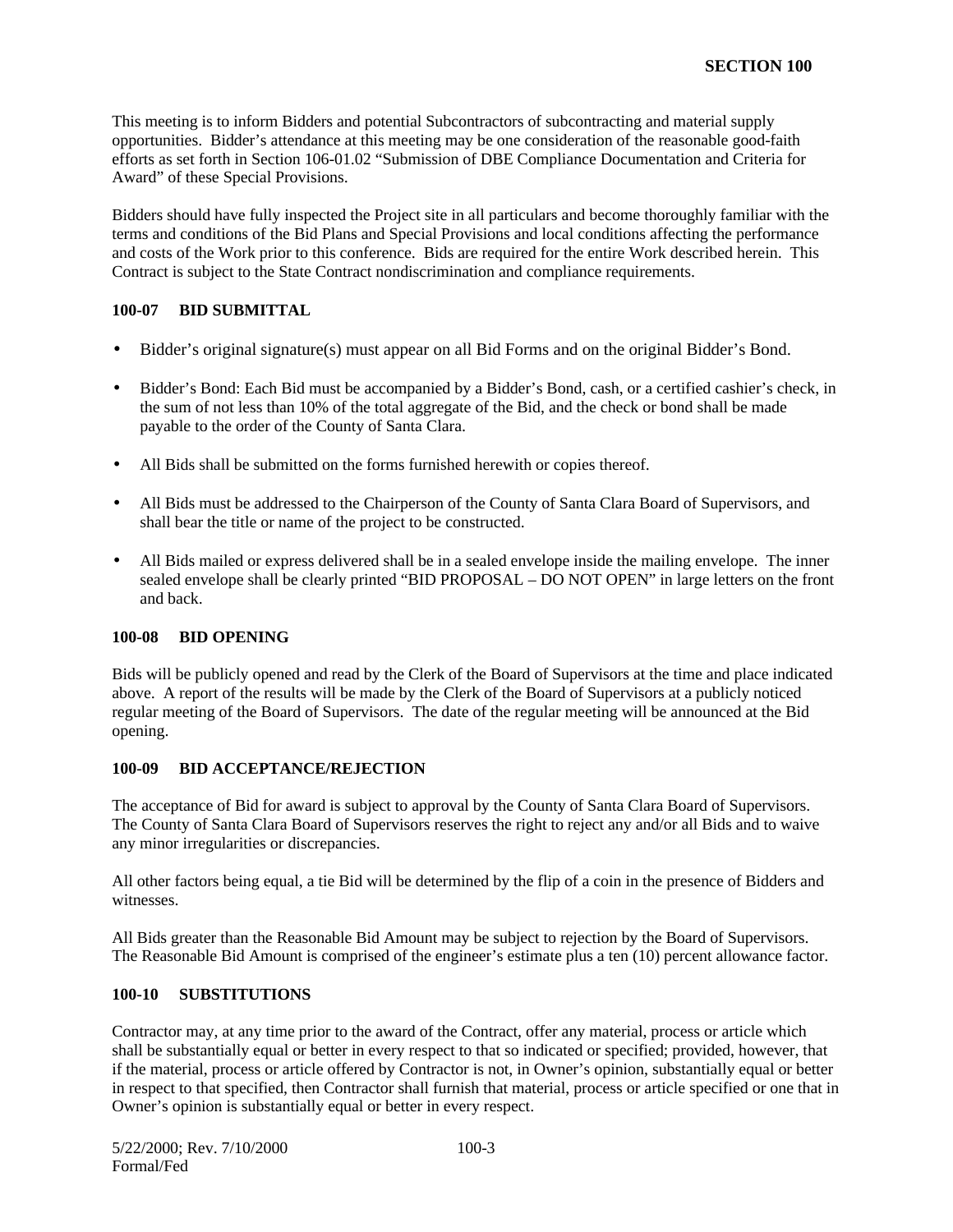This meeting is to inform Bidders and potential Subcontractors of subcontracting and material supply opportunities. Bidder's attendance at this meeting may be one consideration of the reasonable good-faith efforts as set forth in Section 106-01.02 "Submission of DBE Compliance Documentation and Criteria for Award" of these Special Provisions.

Bidders should have fully inspected the Project site in all particulars and become thoroughly familiar with the terms and conditions of the Bid Plans and Special Provisions and local conditions affecting the performance and costs of the Work prior to this conference. Bids are required for the entire Work described herein. This Contract is subject to the State Contract nondiscrimination and compliance requirements.

### 100-07 BID SUBMITTAL

- Bidder's original signature(s) must appear on all Bid Forms and on the original Bidder's Bond.
- Bidder's Bond: Each Bid must be accompanied by a Bidder's Bond, cash, or a certified cashier's check, in the sum of not less than 10% of the total aggregate of the Bid, and the check or bond shall be made payable to the order of the County of Santa Clara.
- All Bids shall be submitted on the forms furnished herewith or copies thereof.
- All Bids must be addressed to the Chairperson of the County of Santa Clara Board of Supervisors, and shall bear the title or name of the project to be constructed.
- All Bids mailed or express delivered shall be in a sealed envelope inside the mailing envelope. The inner sealed envelope shall be clearly printed "BID PROPOSAL – DO NOT OPEN" in large letters on the front and back.

### 100-08 BID OPENING

Bids will be publicly opened and read by the Clerk of the Board of Supervisors at the time and place indicated above. A report of the results will be made by the Clerk of the Board of Supervisors at a publicly noticed regular meeting of the Board of Supervisors. The date of the regular meeting will be announced at the Bid opening.

### 100-09 BID ACCEPTANCE/REJECTION

The acceptance of Bid for award is subject to approval by the County of Santa Clara Board of Supervisors. The County of Santa Clara Board of Supervisors reserves the right to reject any and/or all Bids and to waive any minor irregularities or discrepancies.

All other factors being equal, a tie Bid will be determined by the flip of a coin in the presence of Bidders and witnesses.

All Bids greater than the Reasonable Bid Amount may be subject to rejection by the Board of Supervisors. The Reasonable Bid Amount is comprised of the engineer's estimate plus a ten (10) percent allowance factor.

### 100-10 SUBSTITUTIONS

Contractor may, at any time prior to the award of the Contract, offer any material, process or article which shall be substantially equal or better in every respect to that so indicated or specified; provided, however, that if the material, process or article offered by Contractor is not, in Owner's opinion, substantially equal or better in respect to that specified, then Contractor shall furnish that material, process or article specified or one that in Owner's opinion is substantially equal or better in every respect.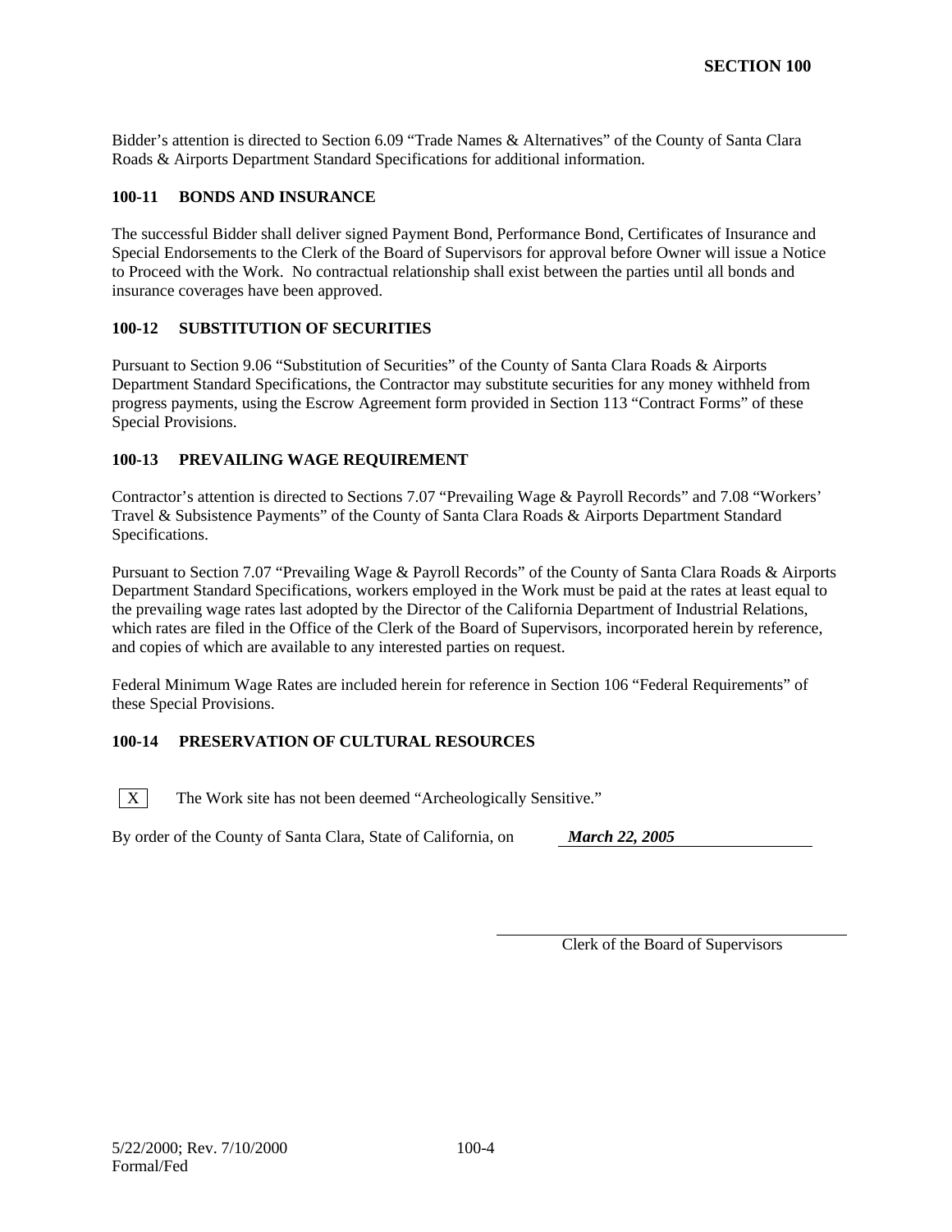Bidder's attention is directed to Section 6.09 "Trade Names & Alternatives" of the County of Santa Clara Roads & Airports Department Standard Specifications for additional information.

## 100-11 BONDS AND INSURANCE

The successful Bidder shall deliver signed Payment Bond, Performance Bond, Certificates of Insurance and Special Endorsements to the Clerk of the Board of Supervisors for approval before Owner will issue a Notice to Proceed with the Work. No contractual relationship shall exist between the parties until all bonds and insurance coverages have been approved.

## 100-12 SUBSTITUTION OF SECURITIES

Pursuant to Section 9.06 "Substitution of Securities" of the County of Santa Clara Roads & Airports Department Standard Specifications, the Contractor may substitute securities for any money withheld from progress payments, using the Escrow Agreement form provided in Section 113 "Contract Forms" of these Special Provisions.

## 100-13 PREVAILING WAGE REQUIREMENT

Contractor's attention is directed to Sections 7.07 "Prevailing Wage & Payroll Records" and 7.08 "Workers' Travel & Subsistence Payments" of the County of Santa Clara Roads & Airports Department Standard Specifications.

Pursuant to Section 7.07 "Prevailing Wage & Payroll Records" of the County of Santa Clara Roads & Airports Department Standard Specifications, workers employed in the Work must be paid at the rates at least equal to the prevailing wage rates last adopted by the Director of the California Department of Industrial Relations, which rates are filed in the Office of the Clerk of the Board of Supervisors, incorporated herein by reference, and copies of which are available to any interested parties on request.

Federal Minimum Wage Rates are included herein for reference in Section 106 "Federal Requirements" of these Special Provisions.

## 100-14 PRESERVATION OF CULTURAL RESOURCES

[X] The Work site has not been deemed "Archeologically Sensitive."

By order of the County of Santa Clara, State of California, on ***March 22, 2005***

Clerk of the Board of Supervisors

5/22/2000; Rev. 7/10/2000
Formal/Fed